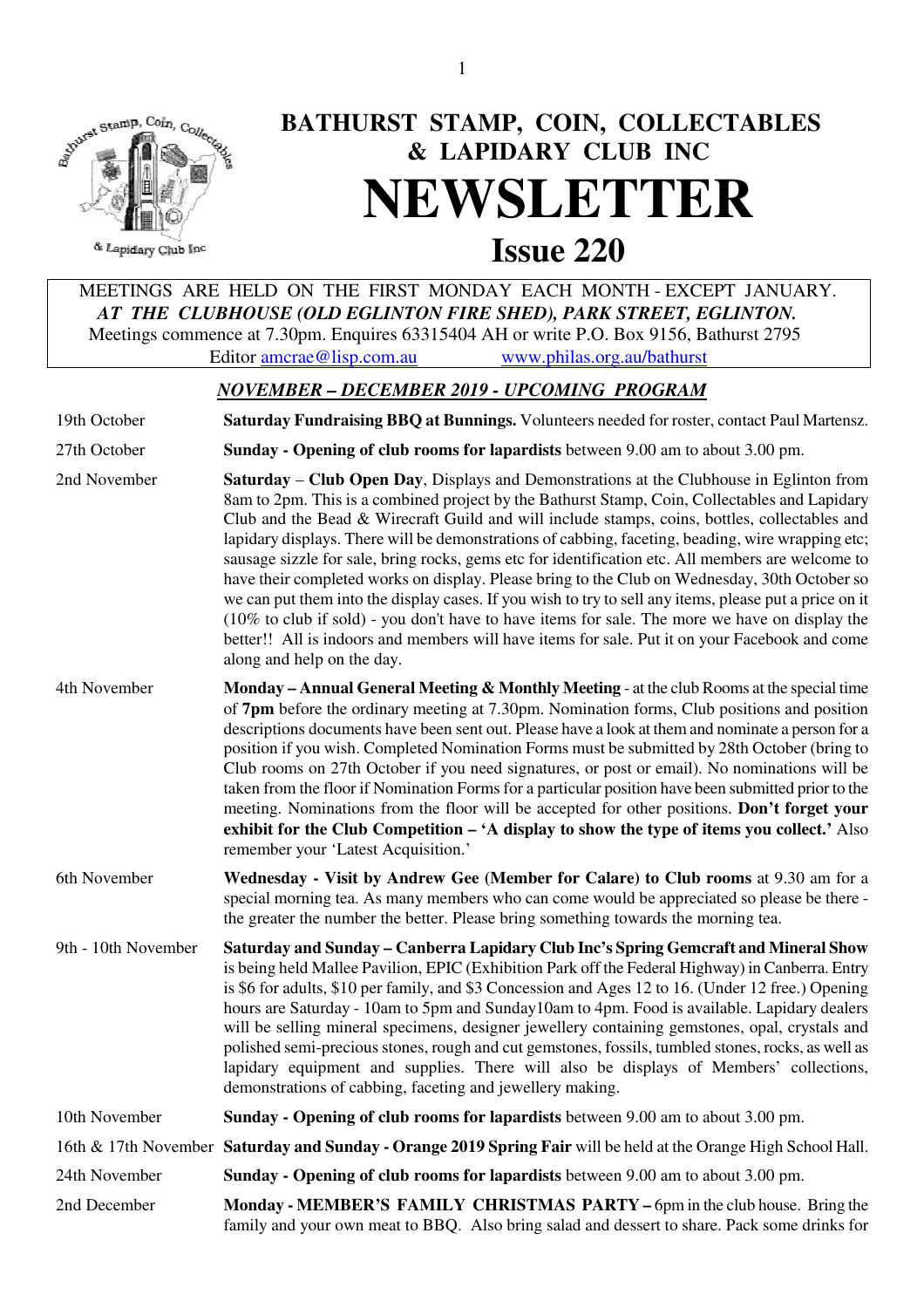# BATHURST STAMP, COIN, COLLECTABLES & LAPIDARY CLUB INC

# NEWSLETTER

## Issue 220

MEETINGS ARE HELD ON THE FIRST MONDAY EACH MONTH - EXCEPT JANUARY.
***AT THE CLUBHOUSE (OLD EGLINTON FIRE SHED), PARK STREET, EGLINTON.***
Meetings commence at 7.30pm. Enquires 63315404 AH or write P.O. Box 9156, Bathurst 2795
Editor amcrae@lisp.com.au www.philas.org.au/bathurst

### *NOVEMBER – DECEMBER 2019 - UPCOMING PROGRAM*

**19th October** — **Saturday Fundraising BBQ at Bunnings.** Volunteers needed for roster, contact Paul Martensz.

**27th October** — **Sunday - Opening of club rooms for lapardists** between 9.00 am to about 3.00 pm.

**2nd November** — **Saturday** – **Club Open Day**, Displays and Demonstrations at the Clubhouse in Eglinton from 8am to 2pm. This is a combined project by the Bathurst Stamp, Coin, Collectables and Lapidary Club and the Bead & Wirecraft Guild and will include stamps, coins, bottles, collectables and lapidary displays. There will be demonstrations of cabbing, faceting, beading, wire wrapping etc; sausage sizzle for sale, bring rocks, gems etc for identification etc. All members are welcome to have their completed works on display. Please bring to the Club on Wednesday, 30th October so we can put them into the display cases. If you wish to try to sell any items, please put a price on it (10% to club if sold) - you don't have to have items for sale. The more we have on display the better!! All is indoors and members will have items for sale. Put it on your Facebook and come along and help on the day.

**4th November** — **Monday – Annual General Meeting & Monthly Meeting** - at the club Rooms at the special time of **7pm** before the ordinary meeting at 7.30pm. Nomination forms, Club positions and position descriptions documents have been sent out. Please have a look at them and nominate a person for a position if you wish. Completed Nomination Forms must be submitted by 28th October (bring to Club rooms on 27th October if you need signatures, or post or email). No nominations will be taken from the floor if Nomination Forms for a particular position have been submitted prior to the meeting. Nominations from the floor will be accepted for other positions. **Don't forget your exhibit for the Club Competition – 'A display to show the type of items you collect.'** Also remember your 'Latest Acquisition.'

**6th November** — **Wednesday - Visit by Andrew Gee (Member for Calare) to Club rooms** at 9.30 am for a special morning tea. As many members who can come would be appreciated so please be there - the greater the number the better. Please bring something towards the morning tea.

**9th - 10th November** — **Saturday and Sunday – Canberra Lapidary Club Inc's Spring Gemcraft and Mineral Show** is being held Mallee Pavilion, EPIC (Exhibition Park off the Federal Highway) in Canberra. Entry is $6 for adults, $10 per family, and $3 Concession and Ages 12 to 16. (Under 12 free.) Opening hours are Saturday - 10am to 5pm and Sunday10am to 4pm. Food is available. Lapidary dealers will be selling mineral specimens, designer jewellery containing gemstones, opal, crystals and polished semi-precious stones, rough and cut gemstones, fossils, tumbled stones, rocks, as well as lapidary equipment and supplies. There will also be displays of Members' collections, demonstrations of cabbing, faceting and jewellery making.

**10th November** — **Sunday - Opening of club rooms for lapardists** between 9.00 am to about 3.00 pm.

**16th & 17th November** — **Saturday and Sunday - Orange 2019 Spring Fair** will be held at the Orange High School Hall.

**24th November** — **Sunday - Opening of club rooms for lapardists** between 9.00 am to about 3.00 pm.

**2nd December** — **Monday - MEMBER'S FAMILY CHRISTMAS PARTY –** 6pm in the club house. Bring the family and your own meat to BBQ. Also bring salad and dessert to share. Pack some drinks for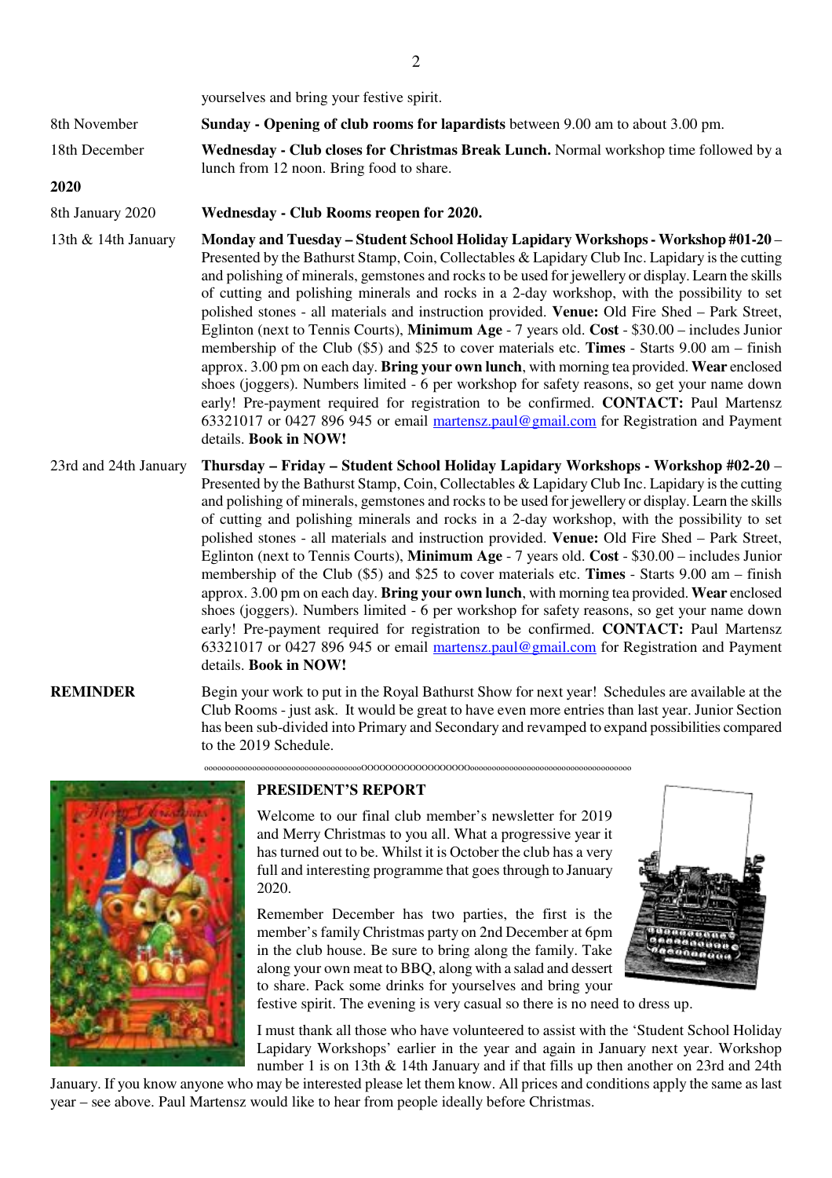yourselves and bring your festive spirit.

8th November — **Sunday - Opening of club rooms for lapardists** between 9.00 am to about 3.00 pm.

18th December — **Wednesday - Club closes for Christmas Break Lunch.** Normal workshop time followed by a lunch from 12 noon. Bring food to share.

**2020**

8th January 2020 — **Wednesday - Club Rooms reopen for 2020.**

13th & 14th January — **Monday and Tuesday – Student School Holiday Lapidary Workshops - Workshop #01-20** – Presented by the Bathurst Stamp, Coin, Collectables & Lapidary Club Inc. Lapidary is the cutting and polishing of minerals, gemstones and rocks to be used for jewellery or display. Learn the skills of cutting and polishing minerals and rocks in a 2-day workshop, with the possibility to set polished stones - all materials and instruction provided. **Venue:** Old Fire Shed – Park Street, Eglinton (next to Tennis Courts), **Minimum Age** - 7 years old. **Cost** - $30.00 – includes Junior membership of the Club ($5) and $25 to cover materials etc. **Times** - Starts 9.00 am – finish approx. 3.00 pm on each day. **Bring your own lunch**, with morning tea provided. **Wear** enclosed shoes (joggers). Numbers limited - 6 per workshop for safety reasons, so get your name down early! Pre-payment required for registration to be confirmed. **CONTACT:** Paul Martensz 63321017 or 0427 896 945 or email martensz.paul@gmail.com for Registration and Payment details. **Book in NOW!**

23rd and 24th January — **Thursday – Friday – Student School Holiday Lapidary Workshops - Workshop #02-20** – Presented by the Bathurst Stamp, Coin, Collectables & Lapidary Club Inc. Lapidary is the cutting and polishing of minerals, gemstones and rocks to be used for jewellery or display. Learn the skills of cutting and polishing minerals and rocks in a 2-day workshop, with the possibility to set polished stones - all materials and instruction provided. **Venue:** Old Fire Shed – Park Street, Eglinton (next to Tennis Courts), **Minimum Age** - 7 years old. **Cost** - $30.00 – includes Junior membership of the Club ($5) and $25 to cover materials etc. **Times** - Starts 9.00 am – finish approx. 3.00 pm on each day. **Bring your own lunch**, with morning tea provided. **Wear** enclosed shoes (joggers). Numbers limited - 6 per workshop for safety reasons, so get your name down early! Pre-payment required for registration to be confirmed. **CONTACT:** Paul Martensz 63321017 or 0427 896 945 or email martensz.paul@gmail.com for Registration and Payment details. **Book in NOW!**

**REMINDER** — Begin your work to put in the Royal Bathurst Show for next year! Schedules are available at the Club Rooms - just ask. It would be great to have even more entries than last year. Junior Section has been sub-divided into Primary and Secondary and revamped to expand possibilities compared to the 2019 Schedule.

ooooooooooooooooooooooooooooooooooOOOOOOOOOOOOOOOOOoooooooooooooooooooooooooooooooooooo

## PRESIDENT'S REPORT

Welcome to our final club member's newsletter for 2019 and Merry Christmas to you all. What a progressive year it has turned out to be. Whilst it is October the club has a very full and interesting programme that goes through to January 2020.

Remember December has two parties, the first is the member's family Christmas party on 2nd December at 6pm in the club house. Be sure to bring along the family. Take along your own meat to BBQ, along with a salad and dessert to share. Pack some drinks for yourselves and bring your festive spirit. The evening is very casual so there is no need to dress up.

I must thank all those who have volunteered to assist with the 'Student School Holiday Lapidary Workshops' earlier in the year and again in January next year. Workshop number 1 is on 13th & 14th January and if that fills up then another on 23rd and 24th January. If you know anyone who may be interested please let them know. All prices and conditions apply the same as last year – see above. Paul Martensz would like to hear from people ideally before Christmas.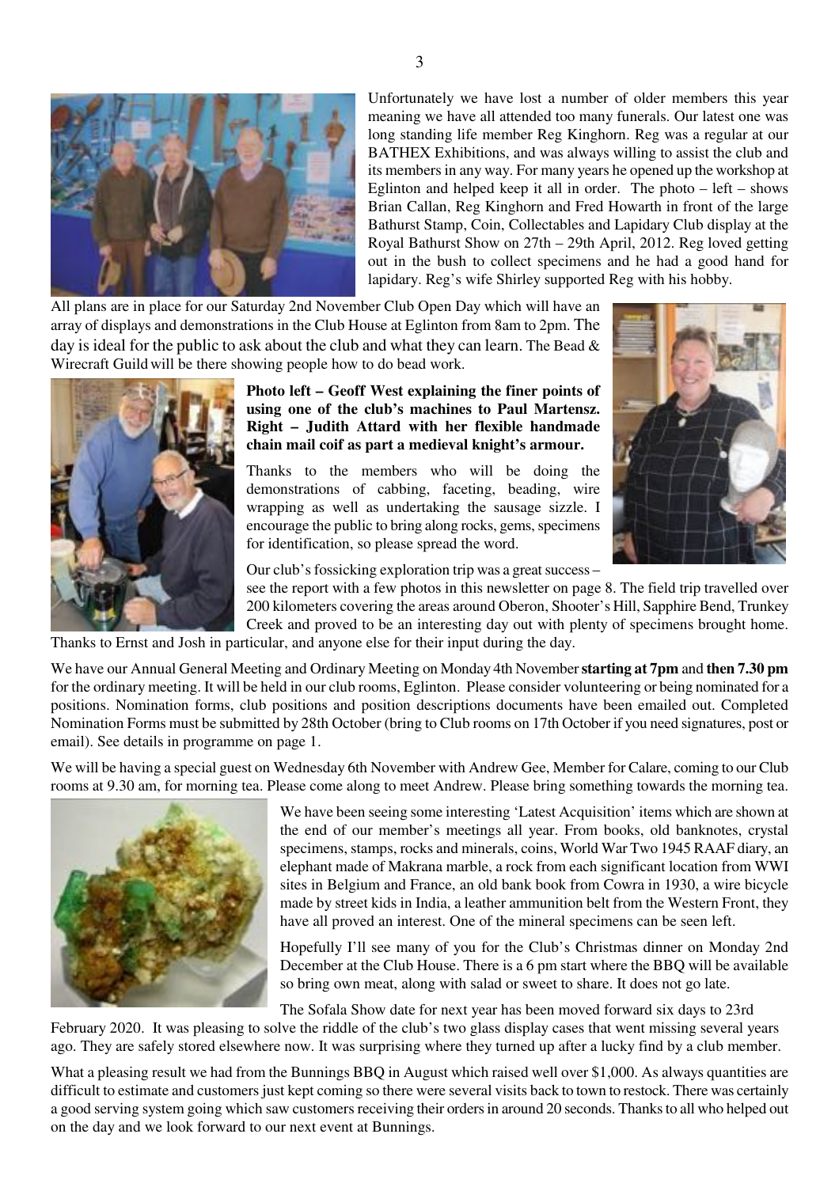Unfortunately we have lost a number of older members this year meaning we have all attended too many funerals. Our latest one was long standing life member Reg Kinghorn. Reg was a regular at our BATHEX Exhibitions, and was always willing to assist the club and its members in any way. For many years he opened up the workshop at Eglinton and helped keep it all in order. The photo – left – shows Brian Callan, Reg Kinghorn and Fred Howarth in front of the large Bathurst Stamp, Coin, Collectables and Lapidary Club display at the Royal Bathurst Show on 27th – 29th April, 2012. Reg loved getting out in the bush to collect specimens and he had a good hand for lapidary. Reg's wife Shirley supported Reg with his hobby.

All plans are in place for our Saturday 2nd November Club Open Day which will have an array of displays and demonstrations in the Club House at Eglinton from 8am to 2pm. The day is ideal for the public to ask about the club and what they can learn. The Bead & Wirecraft Guild will be there showing people how to do bead work.

**Photo left – Geoff West explaining the finer points of using one of the club's machines to Paul Martensz. Right – Judith Attard with her flexible handmade chain mail coif as part a medieval knight's armour.**

Thanks to the members who will be doing the demonstrations of cabbing, faceting, beading, wire wrapping as well as undertaking the sausage sizzle. I encourage the public to bring along rocks, gems, specimens for identification, so please spread the word.

Our club's fossicking exploration trip was a great success – see the report with a few photos in this newsletter on page 8. The field trip travelled over 200 kilometers covering the areas around Oberon, Shooter's Hill, Sapphire Bend, Trunkey Creek and proved to be an interesting day out with plenty of specimens brought home. Thanks to Ernst and Josh in particular, and anyone else for their input during the day.

We have our Annual General Meeting and Ordinary Meeting on Monday 4th November **starting at 7pm** and **then 7.30 pm** for the ordinary meeting. It will be held in our club rooms, Eglinton. Please consider volunteering or being nominated for a positions. Nomination forms, club positions and position descriptions documents have been emailed out. Completed Nomination Forms must be submitted by 28th October (bring to Club rooms on 17th October if you need signatures, post or email). See details in programme on page 1.

We will be having a special guest on Wednesday 6th November with Andrew Gee, Member for Calare, coming to our Club rooms at 9.30 am, for morning tea. Please come along to meet Andrew. Please bring something towards the morning tea.

We have been seeing some interesting 'Latest Acquisition' items which are shown at the end of our member's meetings all year. From books, old banknotes, crystal specimens, stamps, rocks and minerals, coins, World War Two 1945 RAAF diary, an elephant made of Makrana marble, a rock from each significant location from WWI sites in Belgium and France, an old bank book from Cowra in 1930, a wire bicycle made by street kids in India, a leather ammunition belt from the Western Front, they have all proved an interest. One of the mineral specimens can be seen left.

Hopefully I'll see many of you for the Club's Christmas dinner on Monday 2nd December at the Club House. There is a 6 pm start where the BBQ will be available so bring own meat, along with salad or sweet to share. It does not go late.

The Sofala Show date for next year has been moved forward six days to 23rd February 2020. It was pleasing to solve the riddle of the club's two glass display cases that went missing several years ago. They are safely stored elsewhere now. It was surprising where they turned up after a lucky find by a club member.

What a pleasing result we had from the Bunnings BBQ in August which raised well over $1,000. As always quantities are difficult to estimate and customers just kept coming so there were several visits back to town to restock. There was certainly a good serving system going which saw customers receiving their orders in around 20 seconds. Thanks to all who helped out on the day and we look forward to our next event at Bunnings.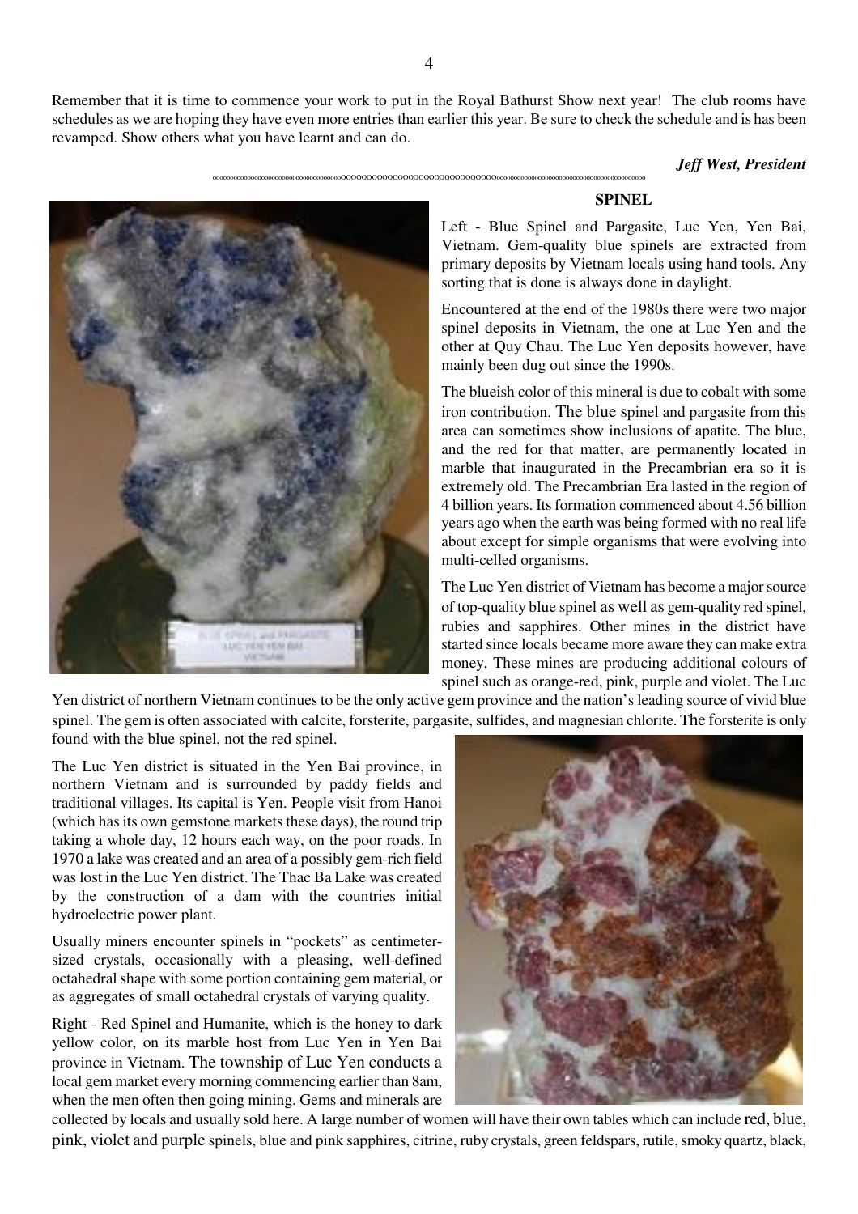Remember that it is time to commence your work to put in the Royal Bathurst Show next year! The club rooms have schedules as we are hoping they have even more entries than earlier this year. Be sure to check the schedule and is has been revamped. Show others what you have learnt and can do.

***Jeff West, President***

## SPINEL

Left - Blue Spinel and Pargasite, Luc Yen, Yen Bai, Vietnam. Gem-quality blue spinels are extracted from primary deposits by Vietnam locals using hand tools. Any sorting that is done is always done in daylight.

Encountered at the end of the 1980s there were two major spinel deposits in Vietnam, the one at Luc Yen and the other at Quy Chau. The Luc Yen deposits however, have mainly been dug out since the 1990s.

The blueish color of this mineral is due to cobalt with some iron contribution. The blue spinel and pargasite from this area can sometimes show inclusions of apatite. The blue, and the red for that matter, are permanently located in marble that inaugurated in the Precambrian era so it is extremely old. The Precambrian Era lasted in the region of 4 billion years. Its formation commenced about 4.56 billion years ago when the earth was being formed with no real life about except for simple organisms that were evolving into multi-celled organisms.

The Luc Yen district of Vietnam has become a major source of top-quality blue spinel as well as gem-quality red spinel, rubies and sapphires. Other mines in the district have started since locals became more aware they can make extra money. These mines are producing additional colours of spinel such as orange-red, pink, purple and violet. The Luc Yen district of northern Vietnam continues to be the only active gem province and the nation's leading source of vivid blue spinel. The gem is often associated with calcite, forsterite, pargasite, sulfides, and magnesian chlorite. The forsterite is only found with the blue spinel, not the red spinel.

The Luc Yen district is situated in the Yen Bai province, in northern Vietnam and is surrounded by paddy fields and traditional villages. Its capital is Yen. People visit from Hanoi (which has its own gemstone markets these days), the round trip taking a whole day, 12 hours each way, on the poor roads. In 1970 a lake was created and an area of a possibly gem-rich field was lost in the Luc Yen district. The Thac Ba Lake was created by the construction of a dam with the countries initial hydroelectric power plant.

Usually miners encounter spinels in "pockets" as centimeter-sized crystals, occasionally with a pleasing, well-defined octahedral shape with some portion containing gem material, or as aggregates of small octahedral crystals of varying quality.

Right - Red Spinel and Humanite, which is the honey to dark yellow color, on its marble host from Luc Yen in Yen Bai province in Vietnam. The township of Luc Yen conducts a local gem market every morning commencing earlier than 8am, when the men often then going mining. Gems and minerals are collected by locals and usually sold here. A large number of women will have their own tables which can include red, blue, pink, violet and purple spinels, blue and pink sapphires, citrine, ruby crystals, green feldspars, rutile, smoky quartz, black,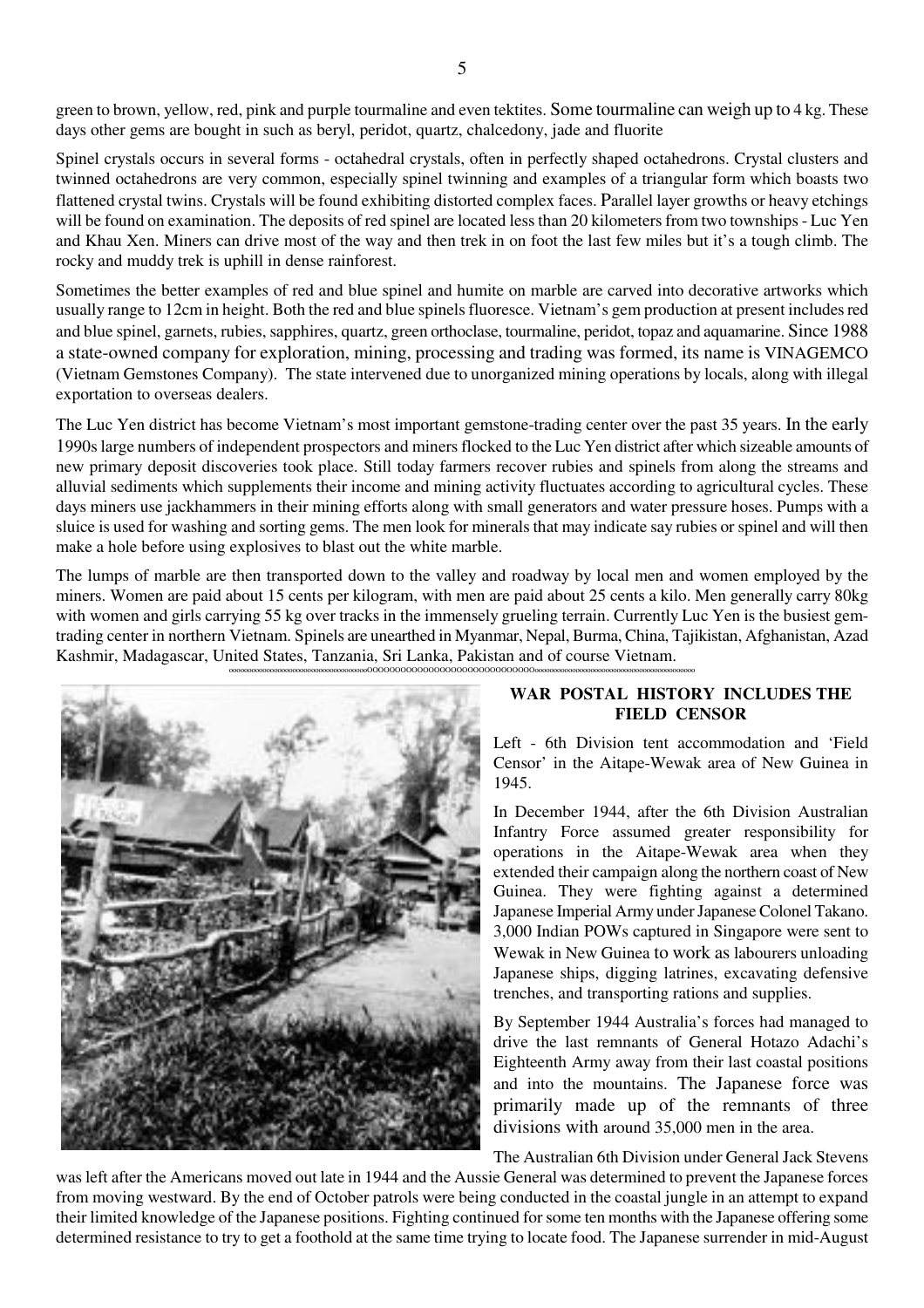green to brown, yellow, red, pink and purple tourmaline and even tektites. Some tourmaline can weigh up to 4 kg. These days other gems are bought in such as beryl, peridot, quartz, chalcedony, jade and fluorite

Spinel crystals occurs in several forms - octahedral crystals, often in perfectly shaped octahedrons. Crystal clusters and twinned octahedrons are very common, especially spinel twinning and examples of a triangular form which boasts two flattened crystal twins. Crystals will be found exhibiting distorted complex faces. Parallel layer growths or heavy etchings will be found on examination. The deposits of red spinel are located less than 20 kilometers from two townships - Luc Yen and Khau Xen. Miners can drive most of the way and then trek in on foot the last few miles but it's a tough climb. The rocky and muddy trek is uphill in dense rainforest.

Sometimes the better examples of red and blue spinel and humite on marble are carved into decorative artworks which usually range to 12cm in height. Both the red and blue spinels fluoresce. Vietnam's gem production at present includes red and blue spinel, garnets, rubies, sapphires, quartz, green orthoclase, tourmaline, peridot, topaz and aquamarine. Since 1988 a state-owned company for exploration, mining, processing and trading was formed, its name is VINAGEMCO (Vietnam Gemstones Company). The state intervened due to unorganized mining operations by locals, along with illegal exportation to overseas dealers.

The Luc Yen district has become Vietnam's most important gemstone-trading center over the past 35 years. In the early 1990s large numbers of independent prospectors and miners flocked to the Luc Yen district after which sizeable amounts of new primary deposit discoveries took place. Still today farmers recover rubies and spinels from along the streams and alluvial sediments which supplements their income and mining activity fluctuates according to agricultural cycles. These days miners use jackhammers in their mining efforts along with small generators and water pressure hoses. Pumps with a sluice is used for washing and sorting gems. The men look for minerals that may indicate say rubies or spinel and will then make a hole before using explosives to blast out the white marble.

The lumps of marble are then transported down to the valley and roadway by local men and women employed by the miners. Women are paid about 15 cents per kilogram, with men are paid about 25 cents a kilo. Men generally carry 80kg with women and girls carrying 55 kg over tracks in the immensely grueling terrain. Currently Luc Yen is the busiest gem-trading center in northern Vietnam. Spinels are unearthed in Myanmar, Nepal, Burma, China, Tajikistan, Afghanistan, Azad Kashmir, Madagascar, United States, Tanzania, Sri Lanka, Pakistan and of course Vietnam.

## WAR POSTAL HISTORY INCLUDES THE FIELD CENSOR

Left - 6th Division tent accommodation and 'Field Censor' in the Aitape-Wewak area of New Guinea in 1945.

In December 1944, after the 6th Division Australian Infantry Force assumed greater responsibility for operations in the Aitape-Wewak area when they extended their campaign along the northern coast of New Guinea. They were fighting against a determined Japanese Imperial Army under Japanese Colonel Takano. 3,000 Indian POWs captured in Singapore were sent to Wewak in New Guinea to work as labourers unloading Japanese ships, digging latrines, excavating defensive trenches, and transporting rations and supplies.

By September 1944 Australia's forces had managed to drive the last remnants of General Hotazo Adachi's Eighteenth Army away from their last coastal positions and into the mountains. The Japanese force was primarily made up of the remnants of three divisions with around 35,000 men in the area.

The Australian 6th Division under General Jack Stevens was left after the Americans moved out late in 1944 and the Aussie General was determined to prevent the Japanese forces from moving westward. By the end of October patrols were being conducted in the coastal jungle in an attempt to expand their limited knowledge of the Japanese positions. Fighting continued for some ten months with the Japanese offering some determined resistance to try to get a foothold at the same time trying to locate food. The Japanese surrender in mid-August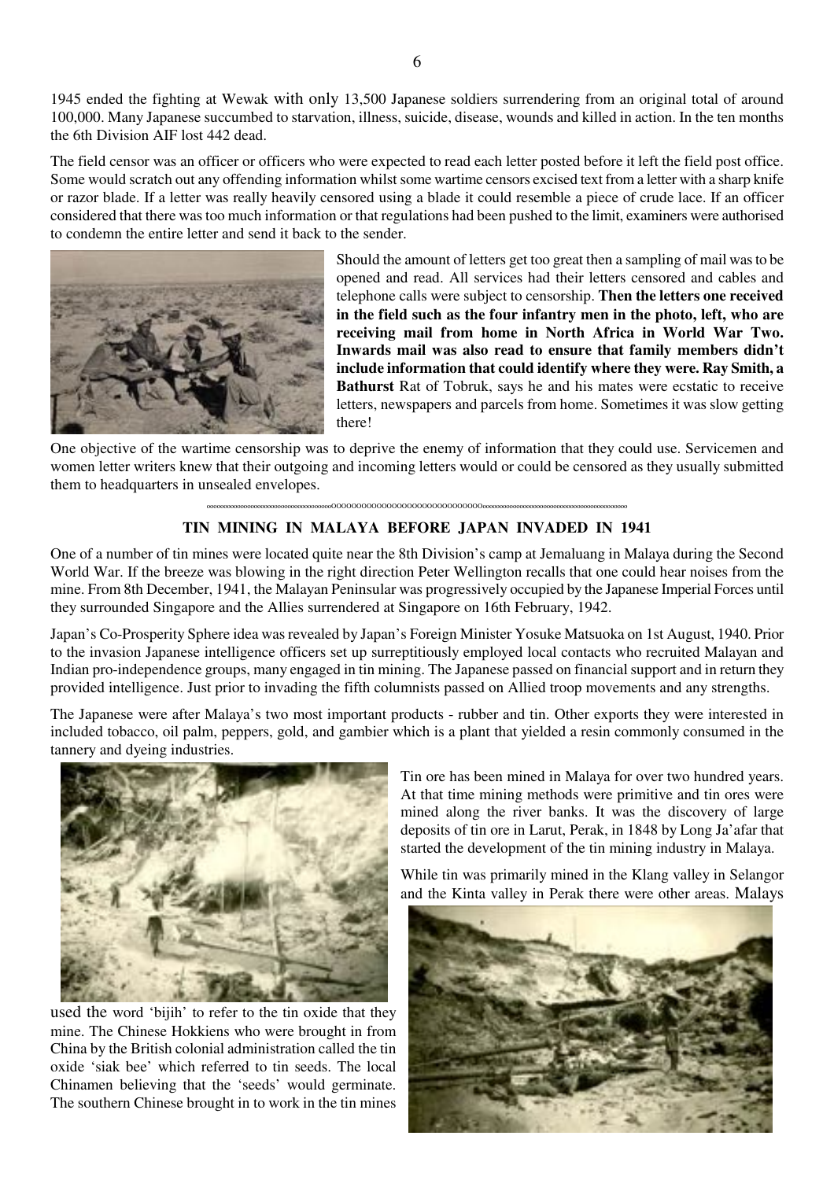1945 ended the fighting at Wewak with only 13,500 Japanese soldiers surrendering from an original total of around 100,000. Many Japanese succumbed to starvation, illness, suicide, disease, wounds and killed in action. In the ten months the 6th Division AIF lost 442 dead.

The field censor was an officer or officers who were expected to read each letter posted before it left the field post office. Some would scratch out any offending information whilst some wartime censors excised text from a letter with a sharp knife or razor blade. If a letter was really heavily censored using a blade it could resemble a piece of crude lace. If an officer considered that there was too much information or that regulations had been pushed to the limit, examiners were authorised to condemn the entire letter and send it back to the sender.

Should the amount of letters get too great then a sampling of mail was to be opened and read. All services had their letters censored and cables and telephone calls were subject to censorship. **Then the letters one received in the field such as the four infantry men in the photo, left, who are receiving mail from home in North Africa in World War Two. Inwards mail was also read to ensure that family members didn't include information that could identify where they were. Ray Smith, a Bathurst** Rat of Tobruk, says he and his mates were ecstatic to receive letters, newspapers and parcels from home. Sometimes it was slow getting there!

One objective of the wartime censorship was to deprive the enemy of information that they could use. Servicemen and women letter writers knew that their outgoing and incoming letters would or could be censored as they usually submitted them to headquarters in unsealed envelopes.

## TIN MINING IN MALAYA BEFORE JAPAN INVADED IN 1941

One of a number of tin mines were located quite near the 8th Division's camp at Jemaluang in Malaya during the Second World War. If the breeze was blowing in the right direction Peter Wellington recalls that one could hear noises from the mine. From 8th December, 1941, the Malayan Peninsular was progressively occupied by the Japanese Imperial Forces until they surrounded Singapore and the Allies surrendered at Singapore on 16th February, 1942.

Japan's Co-Prosperity Sphere idea was revealed by Japan's Foreign Minister Yosuke Matsuoka on 1st August, 1940. Prior to the invasion Japanese intelligence officers set up surreptitiously employed local contacts who recruited Malayan and Indian pro-independence groups, many engaged in tin mining. The Japanese passed on financial support and in return they provided intelligence. Just prior to invading the fifth columnists passed on Allied troop movements and any strengths.

The Japanese were after Malaya's two most important products - rubber and tin. Other exports they were interested in included tobacco, oil palm, peppers, gold, and gambier which is a plant that yielded a resin commonly consumed in the tannery and dyeing industries.

Tin ore has been mined in Malaya for over two hundred years. At that time mining methods were primitive and tin ores were mined along the river banks. It was the discovery of large deposits of tin ore in Larut, Perak, in 1848 by Long Ja'afar that started the development of the tin mining industry in Malaya.

While tin was primarily mined in the Klang valley in Selangor and the Kinta valley in Perak there were other areas. Malays used the word 'bijih' to refer to the tin oxide that they mine. The Chinese Hokkiens who were brought in from China by the British colonial administration called the tin oxide 'siak bee' which referred to tin seeds. The local Chinamen believing that the 'seeds' would germinate. The southern Chinese brought in to work in the tin mines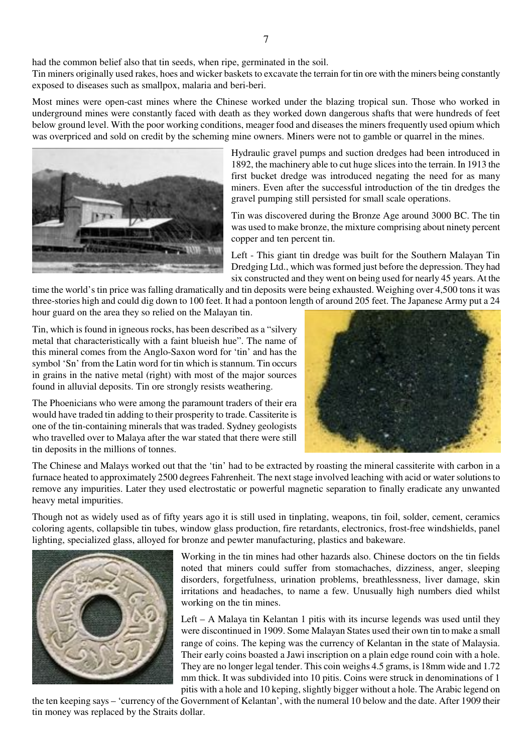had the common belief also that tin seeds, when ripe, germinated in the soil.
Tin miners originally used rakes, hoes and wicker baskets to excavate the terrain for tin ore with the miners being constantly exposed to diseases such as smallpox, malaria and beri-beri.

Most mines were open-cast mines where the Chinese worked under the blazing tropical sun. Those who worked in underground mines were constantly faced with death as they worked down dangerous shafts that were hundreds of feet below ground level. With the poor working conditions, meager food and diseases the miners frequently used opium which was overpriced and sold on credit by the scheming mine owners. Miners were not to gamble or quarrel in the mines.

Hydraulic gravel pumps and suction dredges had been introduced in 1892, the machinery able to cut huge slices into the terrain. In 1913 the first bucket dredge was introduced negating the need for as many miners. Even after the successful introduction of the tin dredges the gravel pumping still persisted for small scale operations.

Tin was discovered during the Bronze Age around 3000 BC. The tin was used to make bronze, the mixture comprising about ninety percent copper and ten percent tin.

Left - This giant tin dredge was built for the Southern Malayan Tin Dredging Ltd., which was formed just before the depression. They had six constructed and they went on being used for nearly 45 years. At the time the world's tin price was falling dramatically and tin deposits were being exhausted. Weighing over 4,500 tons it was three-stories high and could dig down to 100 feet. It had a pontoon length of around 205 feet. The Japanese Army put a 24 hour guard on the area they so relied on the Malayan tin.

Tin, which is found in igneous rocks, has been described as a "silvery metal that characteristically with a faint blueish hue". The name of this mineral comes from the Anglo-Saxon word for 'tin' and has the symbol 'Sn' from the Latin word for tin which is stannum. Tin occurs in grains in the native metal (right) with most of the major sources found in alluvial deposits. Tin ore strongly resists weathering.

The Phoenicians who were among the paramount traders of their era would have traded tin adding to their prosperity to trade. Cassiterite is one of the tin-containing minerals that was traded. Sydney geologists who travelled over to Malaya after the war stated that there were still tin deposits in the millions of tonnes.

The Chinese and Malays worked out that the 'tin' had to be extracted by roasting the mineral cassiterite with carbon in a furnace heated to approximately 2500 degrees Fahrenheit. The next stage involved leaching with acid or water solutions to remove any impurities. Later they used electrostatic or powerful magnetic separation to finally eradicate any unwanted heavy metal impurities.

Though not as widely used as of fifty years ago it is still used in tinplating, weapons, tin foil, solder, cement, ceramics coloring agents, collapsible tin tubes, window glass production, fire retardants, electronics, frost-free windshields, panel lighting, specialized glass, alloyed for bronze and pewter manufacturing, plastics and bakeware.

Working in the tin mines had other hazards also. Chinese doctors on the tin fields noted that miners could suffer from stomachaches, dizziness, anger, sleeping disorders, forgetfulness, urination problems, breathlessness, liver damage, skin irritations and headaches, to name a few. Unusually high numbers died whilst working on the tin mines.

Left – A Malaya tin Kelantan 1 pitis with its incurse legends was used until they were discontinued in 1909. Some Malayan States used their own tin to make a small range of coins. The keping was the currency of Kelantan in the state of Malaysia. Their early coins boasted a Jawi inscription on a plain edge round coin with a hole. They are no longer legal tender. This coin weighs 4.5 grams, is 18mm wide and 1.72 mm thick. It was subdivided into 10 pitis. Coins were struck in denominations of 1 pitis with a hole and 10 keping, slightly bigger without a hole. The Arabic legend on the ten keeping says – 'currency of the Government of Kelantan', with the numeral 10 below and the date. After 1909 their tin money was replaced by the Straits dollar.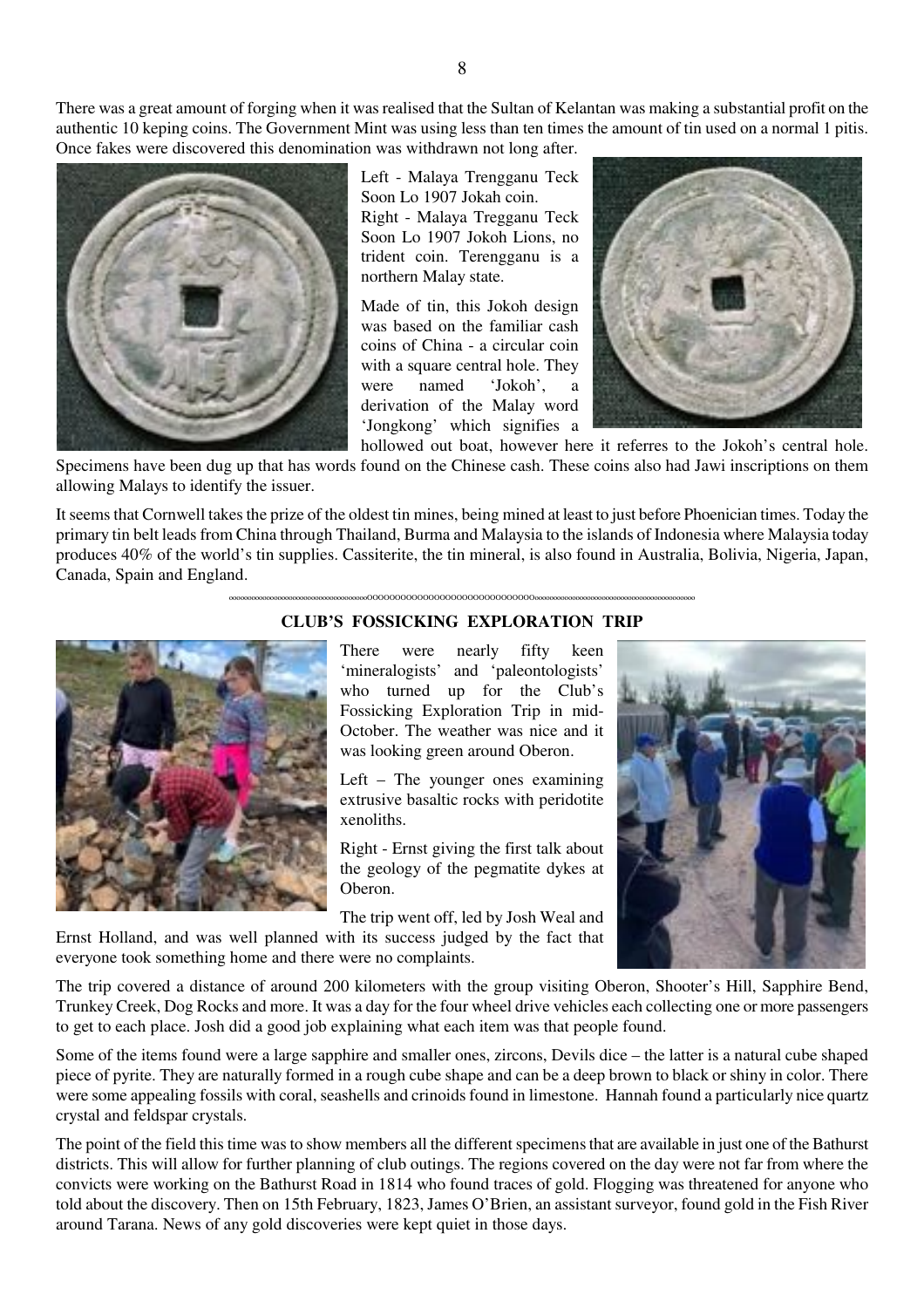There was a great amount of forging when it was realised that the Sultan of Kelantan was making a substantial profit on the authentic 10 keping coins. The Government Mint was using less than ten times the amount of tin used on a normal 1 pitis. Once fakes were discovered this denomination was withdrawn not long after.

Left - Malaya Trengganu Teck Soon Lo 1907 Jokah coin.
Right - Malaya Tregganu Teck Soon Lo 1907 Jokoh Lions, no trident coin. Terengganu is a northern Malay state.

Made of tin, this Jokoh design was based on the familiar cash coins of China - a circular coin with a square central hole. They were named 'Jokoh', a derivation of the Malay word 'Jongkong' which signifies a hollowed out boat, however here it referres to the Jokoh's central hole. Specimens have been dug up that has words found on the Chinese cash. These coins also had Jawi inscriptions on them allowing Malays to identify the issuer.

It seems that Cornwell takes the prize of the oldest tin mines, being mined at least to just before Phoenician times. Today the primary tin belt leads from China through Thailand, Burma and Malaysia to the islands of Indonesia where Malaysia today produces 40% of the world's tin supplies. Cassiterite, the tin mineral, is also found in Australia, Bolivia, Nigeria, Japan, Canada, Spain and England.

## CLUB'S FOSSICKING EXPLORATION TRIP

There were nearly fifty keen 'mineralogists' and 'paleontologists' who turned up for the Club's Fossicking Exploration Trip in mid-October. The weather was nice and it was looking green around Oberon.

Left – The younger ones examining extrusive basaltic rocks with peridotite xenoliths.

Right - Ernst giving the first talk about the geology of the pegmatite dykes at Oberon.

The trip went off, led by Josh Weal and Ernst Holland, and was well planned with its success judged by the fact that everyone took something home and there were no complaints.

The trip covered a distance of around 200 kilometers with the group visiting Oberon, Shooter's Hill, Sapphire Bend, Trunkey Creek, Dog Rocks and more. It was a day for the four wheel drive vehicles each collecting one or more passengers to get to each place. Josh did a good job explaining what each item was that people found.

Some of the items found were a large sapphire and smaller ones, zircons, Devils dice – the latter is a natural cube shaped piece of pyrite. They are naturally formed in a rough cube shape and can be a deep brown to black or shiny in color. There were some appealing fossils with coral, seashells and crinoids found in limestone. Hannah found a particularly nice quartz crystal and feldspar crystals.

The point of the field this time was to show members all the different specimens that are available in just one of the Bathurst districts. This will allow for further planning of club outings. The regions covered on the day were not far from where the convicts were working on the Bathurst Road in 1814 who found traces of gold. Flogging was threatened for anyone who told about the discovery. Then on 15th February, 1823, James O'Brien, an assistant surveyor, found gold in the Fish River around Tarana. News of any gold discoveries were kept quiet in those days.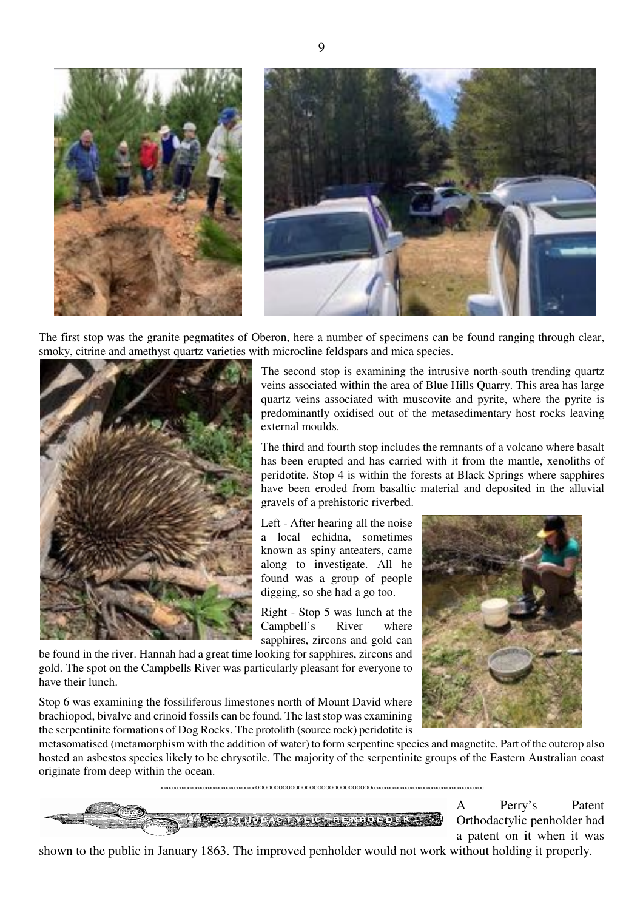The first stop was the granite pegmatites of Oberon, here a number of specimens can be found ranging through clear, smoky, citrine and amethyst quartz varieties with microcline feldspars and mica species.

The second stop is examining the intrusive north-south trending quartz veins associated within the area of Blue Hills Quarry. This area has large quartz veins associated with muscovite and pyrite, where the pyrite is predominantly oxidised out of the metasedimentary host rocks leaving external moulds.

The third and fourth stop includes the remnants of a volcano where basalt has been erupted and has carried with it from the mantle, xenoliths of peridotite. Stop 4 is within the forests at Black Springs where sapphires have been eroded from basaltic material and deposited in the alluvial gravels of a prehistoric riverbed.

Left - After hearing all the noise a local echidna, sometimes known as spiny anteaters, came along to investigate. All he found was a group of people digging, so she had a go too.

Right - Stop 5 was lunch at the Campbell's River where sapphires, zircons and gold can be found in the river. Hannah had a great time looking for sapphires, zircons and gold. The spot on the Campbells River was particularly pleasant for everyone to have their lunch.

Stop 6 was examining the fossiliferous limestones north of Mount David where brachiopod, bivalve and crinoid fossils can be found. The last stop was examining the serpentinite formations of Dog Rocks. The protolith (source rock) peridotite is metasomatised (metamorphism with the addition of water) to form serpentine species and magnetite. Part of the outcrop also hosted an asbestos species likely to be chrysotile. The majority of the serpentinite groups of the Eastern Australian coast originate from deep within the ocean.

ooooooooooooooooooooooooooooooooooOOOOOOOOOOOOOOOOOOOOOOOOOOOOOoooooooooooooooooooooooooooooooooooo

A Perry's Patent Orthodactylic penholder had a patent on it when it was shown to the public in January 1863. The improved penholder would not work without holding it properly.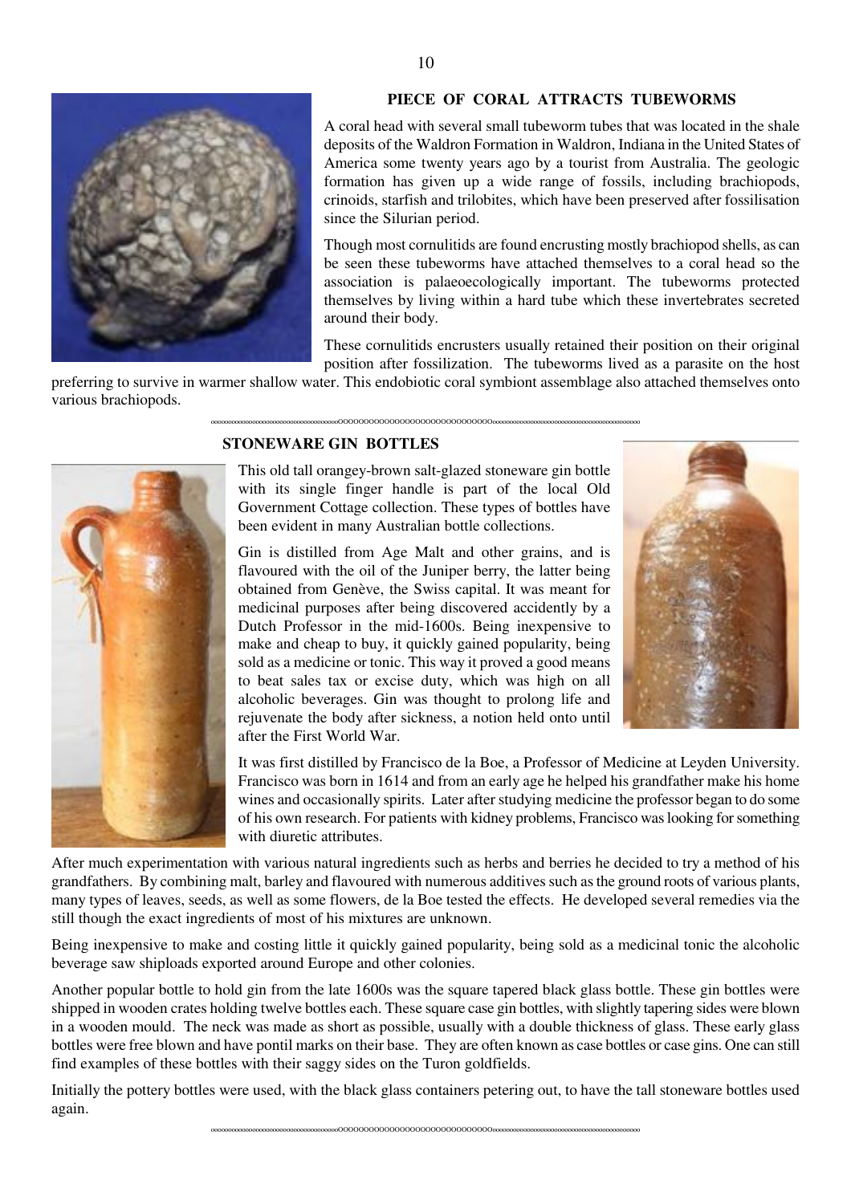## PIECE OF CORAL ATTRACTS TUBEWORMS

A coral head with several small tubeworm tubes that was located in the shale deposits of the Waldron Formation in Waldron, Indiana in the United States of America some twenty years ago by a tourist from Australia. The geologic formation has given up a wide range of fossils, including brachiopods, crinoids, starfish and trilobites, which have been preserved after fossilisation since the Silurian period.

Though most cornulitids are found encrusting mostly brachiopod shells, as can be seen these tubeworms have attached themselves to a coral head so the association is palaeoecologically important. The tubeworms protected themselves by living within a hard tube which these invertebrates secreted around their body.

These cornulitids encrusters usually retained their position on their original position after fossilization. The tubeworms lived as a parasite on the host preferring to survive in warmer shallow water. This endobiotic coral symbiont assemblage also attached themselves onto various brachiopods.

ooooooooooooooooooooooooooooooooooooOOOOOOOOOOOOOOOOOOOOOOOOOOOOOOoooooooooooooooooooooooooooooooooooooooooooo

## STONEWARE GIN BOTTLES

This old tall orangey-brown salt-glazed stoneware gin bottle with its single finger handle is part of the local Old Government Cottage collection. These types of bottles have been evident in many Australian bottle collections.

Gin is distilled from Age Malt and other grains, and is flavoured with the oil of the Juniper berry, the latter being obtained from Genève, the Swiss capital. It was meant for medicinal purposes after being discovered accidently by a Dutch Professor in the mid-1600s. Being inexpensive to make and cheap to buy, it quickly gained popularity, being sold as a medicine or tonic. This way it proved a good means to beat sales tax or excise duty, which was high on all alcoholic beverages. Gin was thought to prolong life and rejuvenate the body after sickness, a notion held onto until after the First World War.

It was first distilled by Francisco de la Boe, a Professor of Medicine at Leyden University. Francisco was born in 1614 and from an early age he helped his grandfather make his home wines and occasionally spirits. Later after studying medicine the professor began to do some of his own research. For patients with kidney problems, Francisco was looking for something with diuretic attributes.

After much experimentation with various natural ingredients such as herbs and berries he decided to try a method of his grandfathers. By combining malt, barley and flavoured with numerous additives such as the ground roots of various plants, many types of leaves, seeds, as well as some flowers, de la Boe tested the effects. He developed several remedies via the still though the exact ingredients of most of his mixtures are unknown.

Being inexpensive to make and costing little it quickly gained popularity, being sold as a medicinal tonic the alcoholic beverage saw shiploads exported around Europe and other colonies.

Another popular bottle to hold gin from the late 1600s was the square tapered black glass bottle. These gin bottles were shipped in wooden crates holding twelve bottles each. These square case gin bottles, with slightly tapering sides were blown in a wooden mould. The neck was made as short as possible, usually with a double thickness of glass. These early glass bottles were free blown and have pontil marks on their base. They are often known as case bottles or case gins. One can still find examples of these bottles with their saggy sides on the Turon goldfields.

Initially the pottery bottles were used, with the black glass containers petering out, to have the tall stoneware bottles used again.

ooooooooooooooooooooooooooooooooooooOOOOOOOOOOOOOOOOOOOOOOOOOOOOOOoooooooooooooooooooooooooooooooooooooooooooo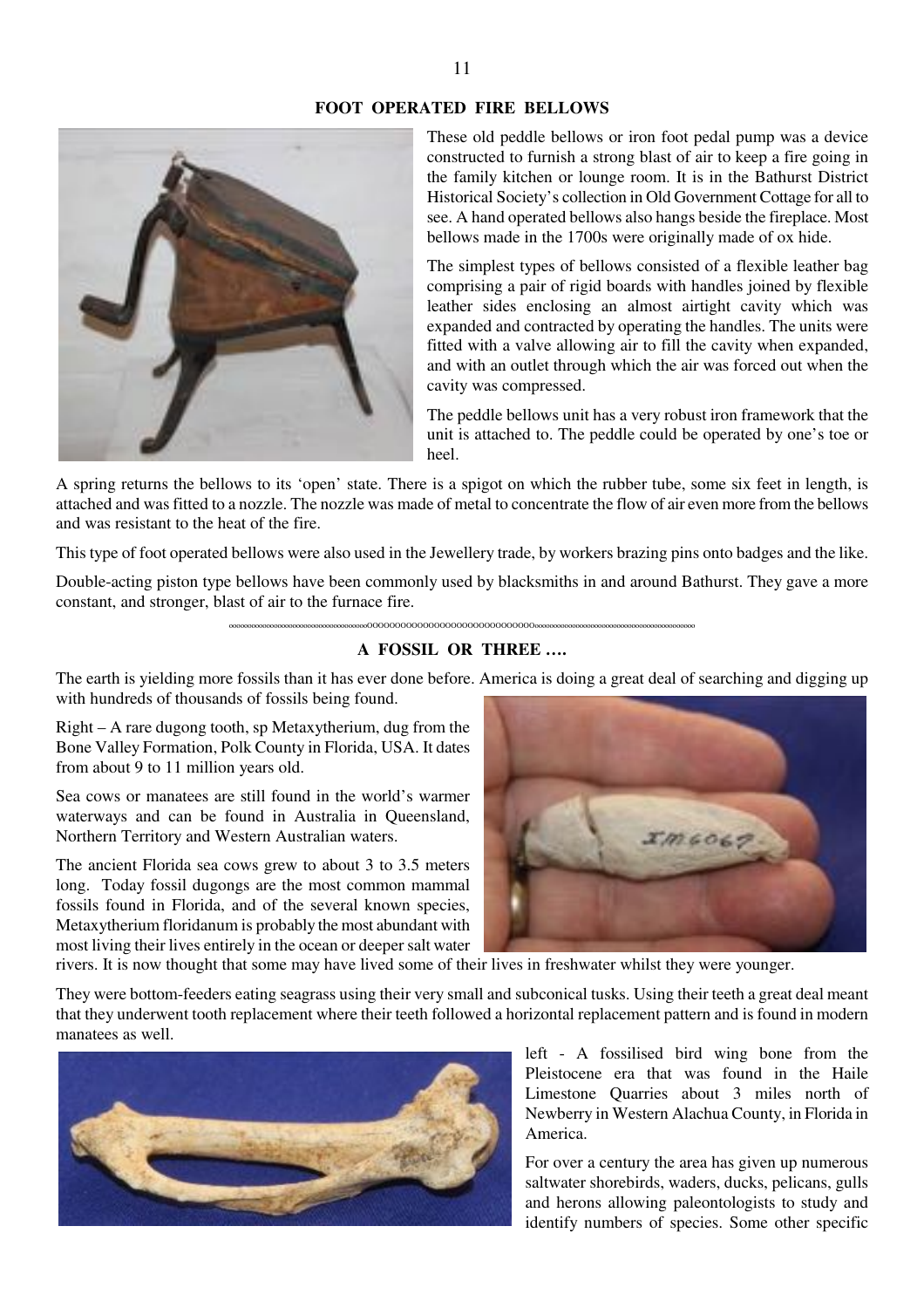## FOOT OPERATED FIRE BELLOWS

These old peddle bellows or iron foot pedal pump was a device constructed to furnish a strong blast of air to keep a fire going in the family kitchen or lounge room. It is in the Bathurst District Historical Society's collection in Old Government Cottage for all to see. A hand operated bellows also hangs beside the fireplace. Most bellows made in the 1700s were originally made of ox hide.

The simplest types of bellows consisted of a flexible leather bag comprising a pair of rigid boards with handles joined by flexible leather sides enclosing an almost airtight cavity which was expanded and contracted by operating the handles. The units were fitted with a valve allowing air to fill the cavity when expanded, and with an outlet through which the air was forced out when the cavity was compressed.

The peddle bellows unit has a very robust iron framework that the unit is attached to. The peddle could be operated by one's toe or heel.

A spring returns the bellows to its 'open' state. There is a spigot on which the rubber tube, some six feet in length, is attached and was fitted to a nozzle. The nozzle was made of metal to concentrate the flow of air even more from the bellows and was resistant to the heat of the fire.

This type of foot operated bellows were also used in the Jewellery trade, by workers brazing pins onto badges and the like.

Double-acting piston type bellows have been commonly used by blacksmiths in and around Bathurst. They gave a more constant, and stronger, blast of air to the furnace fire.

## A FOSSIL OR THREE ….

The earth is yielding more fossils than it has ever done before. America is doing a great deal of searching and digging up with hundreds of thousands of fossils being found.

Right – A rare dugong tooth, sp Metaxytherium, dug from the Bone Valley Formation, Polk County in Florida, USA. It dates from about 9 to 11 million years old.

Sea cows or manatees are still found in the world's warmer waterways and can be found in Australia in Queensland, Northern Territory and Western Australian waters.

The ancient Florida sea cows grew to about 3 to 3.5 meters long. Today fossil dugongs are the most common mammal fossils found in Florida, and of the several known species, Metaxytherium floridanum is probably the most abundant with most living their lives entirely in the ocean or deeper salt water rivers. It is now thought that some may have lived some of their lives in freshwater whilst they were younger.

They were bottom-feeders eating seagrass using their very small and subconical tusks. Using their teeth a great deal meant that they underwent tooth replacement where their teeth followed a horizontal replacement pattern and is found in modern manatees as well.

left - A fossilised bird wing bone from the Pleistocene era that was found in the Haile Limestone Quarries about 3 miles north of Newberry in Western Alachua County, in Florida in America.

For over a century the area has given up numerous saltwater shorebirds, waders, ducks, pelicans, gulls and herons allowing paleontologists to study and identify numbers of species. Some other specific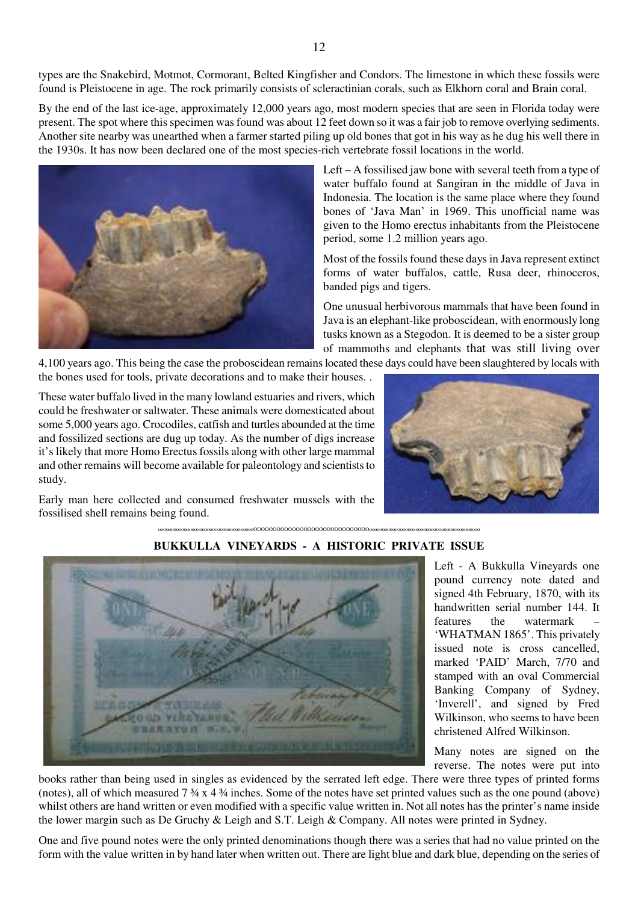types are the Snakebird, Motmot, Cormorant, Belted Kingfisher and Condors. The limestone in which these fossils were found is Pleistocene in age. The rock primarily consists of scleractinian corals, such as Elkhorn coral and Brain coral.

By the end of the last ice-age, approximately 12,000 years ago, most modern species that are seen in Florida today were present. The spot where this specimen was found was about 12 feet down so it was a fair job to remove overlying sediments. Another site nearby was unearthed when a farmer started piling up old bones that got in his way as he dug his well there in the 1930s. It has now been declared one of the most species-rich vertebrate fossil locations in the world.

Left – A fossilised jaw bone with several teeth from a type of water buffalo found at Sangiran in the middle of Java in Indonesia. The location is the same place where they found bones of 'Java Man' in 1969. This unofficial name was given to the Homo erectus inhabitants from the Pleistocene period, some 1.2 million years ago.

Most of the fossils found these days in Java represent extinct forms of water buffalos, cattle, Rusa deer, rhinoceros, banded pigs and tigers.

One unusual herbivorous mammals that have been found in Java is an elephant-like proboscidean, with enormously long tusks known as a Stegodon. It is deemed to be a sister group of mammoths and elephants that was still living over 4,100 years ago. This being the case the proboscidean remains located these days could have been slaughtered by locals with the bones used for tools, private decorations and to make their houses. .

These water buffalo lived in the many lowland estuaries and rivers, which could be freshwater or saltwater. These animals were domesticated about some 5,000 years ago. Crocodiles, catfish and turtles abounded at the time and fossilized sections are dug up today. As the number of digs increase it's likely that more Homo Erectus fossils along with other large mammal and other remains will become available for paleontology and scientists to study.

Early man here collected and consumed freshwater mussels with the fossilised shell remains being found.

## BUKKULLA VINEYARDS - A HISTORIC PRIVATE ISSUE

Left - A Bukkulla Vineyards one pound currency note dated and signed 4th February, 1870, with its handwritten serial number 144. It features the watermark – 'WHATMAN 1865'. This privately issued note is cross cancelled, marked 'PAID' March, 7/70 and stamped with an oval Commercial Banking Company of Sydney, 'Inverell', and signed by Fred Wilkinson, who seems to have been christened Alfred Wilkinson.

Many notes are signed on the reverse. The notes were put into books rather than being used in singles as evidenced by the serrated left edge. There were three types of printed forms (notes), all of which measured 7 ¾ x 4 ¾ inches. Some of the notes have set printed values such as the one pound (above) whilst others are hand written or even modified with a specific value written in. Not all notes has the printer's name inside the lower margin such as De Gruchy & Leigh and S.T. Leigh & Company. All notes were printed in Sydney.

One and five pound notes were the only printed denominations though there was a series that had no value printed on the form with the value written in by hand later when written out. There are light blue and dark blue, depending on the series of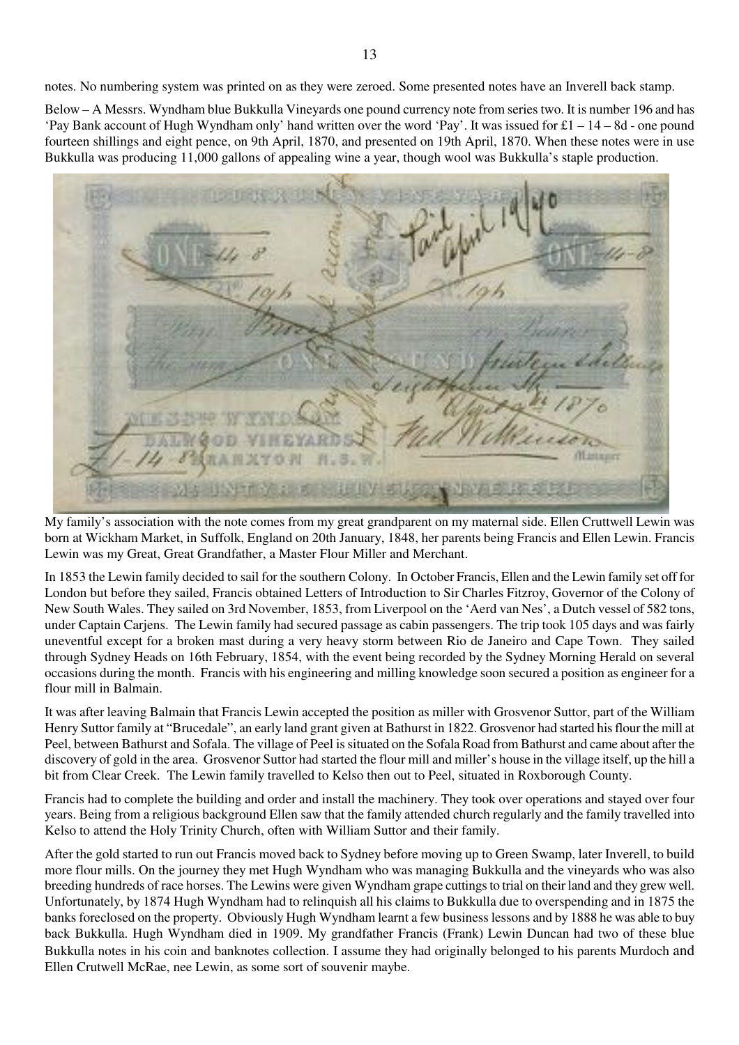notes. No numbering system was printed on as they were zeroed. Some presented notes have an Inverell back stamp.

Below – A Messrs. Wyndham blue Bukkulla Vineyards one pound currency note from series two. It is number 196 and has 'Pay Bank account of Hugh Wyndham only' hand written over the word 'Pay'. It was issued for £1 – 14 – 8d - one pound fourteen shillings and eight pence, on 9th April, 1870, and presented on 19th April, 1870. When these notes were in use Bukkulla was producing 11,000 gallons of appealing wine a year, though wool was Bukkulla's staple production.

My family's association with the note comes from my great grandparent on my maternal side. Ellen Cruttwell Lewin was born at Wickham Market, in Suffolk, England on 20th January, 1848, her parents being Francis and Ellen Lewin. Francis Lewin was my Great, Great Grandfather, a Master Flour Miller and Merchant.

In 1853 the Lewin family decided to sail for the southern Colony. In October Francis, Ellen and the Lewin family set off for London but before they sailed, Francis obtained Letters of Introduction to Sir Charles Fitzroy, Governor of the Colony of New South Wales. They sailed on 3rd November, 1853, from Liverpool on the 'Aerd van Nes', a Dutch vessel of 582 tons, under Captain Carjens. The Lewin family had secured passage as cabin passengers. The trip took 105 days and was fairly uneventful except for a broken mast during a very heavy storm between Rio de Janeiro and Cape Town. They sailed through Sydney Heads on 16th February, 1854, with the event being recorded by the Sydney Morning Herald on several occasions during the month. Francis with his engineering and milling knowledge soon secured a position as engineer for a flour mill in Balmain.

It was after leaving Balmain that Francis Lewin accepted the position as miller with Grosvenor Suttor, part of the William Henry Suttor family at "Brucedale", an early land grant given at Bathurst in 1822. Grosvenor had started his flour the mill at Peel, between Bathurst and Sofala. The village of Peel is situated on the Sofala Road from Bathurst and came about after the discovery of gold in the area. Grosvenor Suttor had started the flour mill and miller's house in the village itself, up the hill a bit from Clear Creek. The Lewin family travelled to Kelso then out to Peel, situated in Roxborough County.

Francis had to complete the building and order and install the machinery. They took over operations and stayed over four years. Being from a religious background Ellen saw that the family attended church regularly and the family travelled into Kelso to attend the Holy Trinity Church, often with William Suttor and their family.

After the gold started to run out Francis moved back to Sydney before moving up to Green Swamp, later Inverell, to build more flour mills. On the journey they met Hugh Wyndham who was managing Bukkulla and the vineyards who was also breeding hundreds of race horses. The Lewins were given Wyndham grape cuttings to trial on their land and they grew well. Unfortunately, by 1874 Hugh Wyndham had to relinquish all his claims to Bukkulla due to overspending and in 1875 the banks foreclosed on the property. Obviously Hugh Wyndham learnt a few business lessons and by 1888 he was able to buy back Bukkulla. Hugh Wyndham died in 1909. My grandfather Francis (Frank) Lewin Duncan had two of these blue Bukkulla notes in his coin and banknotes collection. I assume they had originally belonged to his parents Murdoch and Ellen Crutwell McRae, nee Lewin, as some sort of souvenir maybe.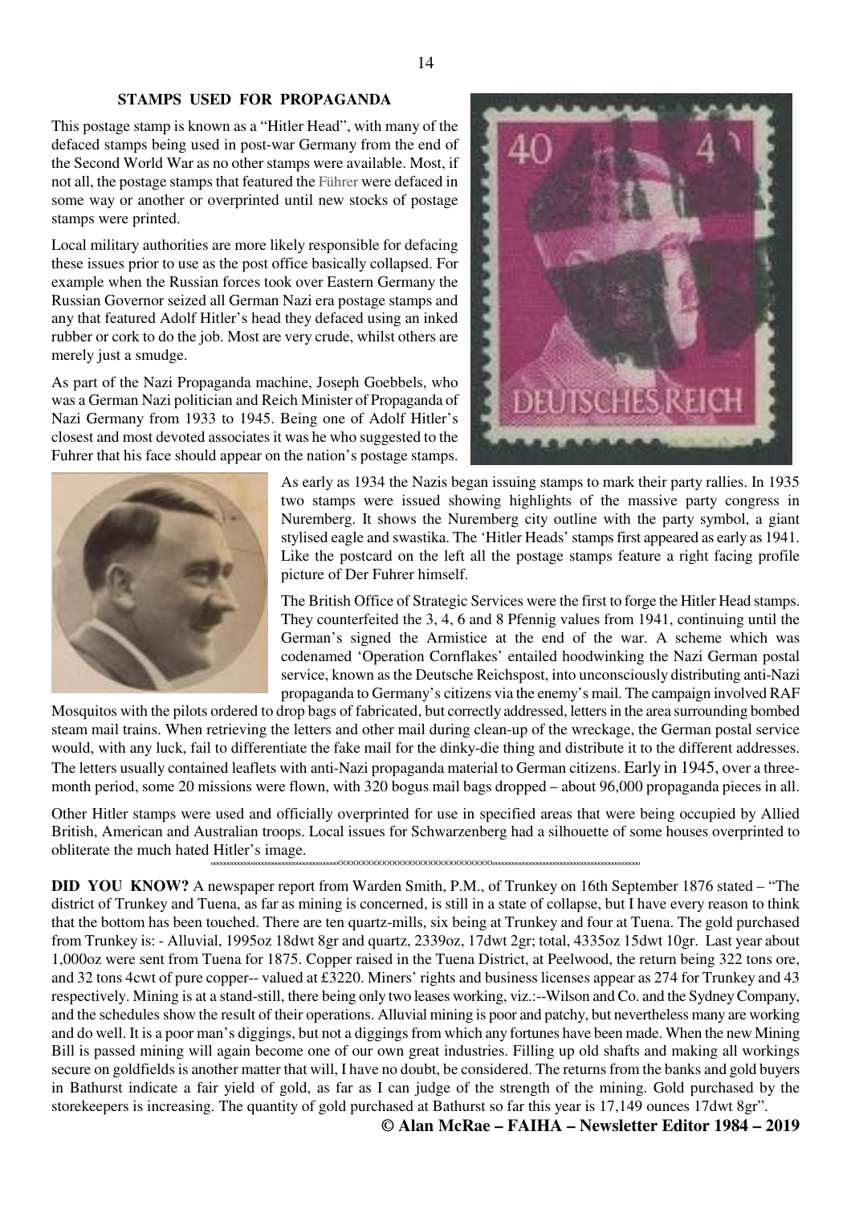### STAMPS USED FOR PROPAGANDA

This postage stamp is known as a "Hitler Head", with many of the defaced stamps being used in post-war Germany from the end of the Second World War as no other stamps were available. Most, if not all, the postage stamps that featured the Führer were defaced in some way or another or overprinted until new stocks of postage stamps were printed.

Local military authorities are more likely responsible for defacing these issues prior to use as the post office basically collapsed. For example when the Russian forces took over Eastern Germany the Russian Governor seized all German Nazi era postage stamps and any that featured Adolf Hitler's head they defaced using an inked rubber or cork to do the job. Most are very crude, whilst others are merely just a smudge.

As part of the Nazi Propaganda machine, Joseph Goebbels, who was a German Nazi politician and Reich Minister of Propaganda of Nazi Germany from 1933 to 1945. Being one of Adolf Hitler's closest and most devoted associates it was he who suggested to the Fuhrer that his face should appear on the nation's postage stamps.

As early as 1934 the Nazis began issuing stamps to mark their party rallies. In 1935 two stamps were issued showing highlights of the massive party congress in Nuremberg. It shows the Nuremberg city outline with the party symbol, a giant stylised eagle and swastika. The 'Hitler Heads' stamps first appeared as early as 1941. Like the postcard on the left all the postage stamps feature a right facing profile picture of Der Fuhrer himself.

The British Office of Strategic Services were the first to forge the Hitler Head stamps. They counterfeited the 3, 4, 6 and 8 Pfennig values from 1941, continuing until the German's signed the Armistice at the end of the war. A scheme which was codenamed 'Operation Cornflakes' entailed hoodwinking the Nazi German postal service, known as the Deutsche Reichspost, into unconsciously distributing anti-Nazi propaganda to Germany's citizens via the enemy's mail. The campaign involved RAF Mosquitos with the pilots ordered to drop bags of fabricated, but correctly addressed, letters in the area surrounding bombed steam mail trains. When retrieving the letters and other mail during clean-up of the wreckage, the German postal service would, with any luck, fail to differentiate the fake mail for the dinky-die thing and distribute it to the different addresses. The letters usually contained leaflets with anti-Nazi propaganda material to German citizens. Early in 1945, over a three-month period, some 20 missions were flown, with 320 bogus mail bags dropped – about 96,000 propaganda pieces in all.

Other Hitler stamps were used and officially overprinted for use in specified areas that were being occupied by Allied British, American and Australian troops. Local issues for Schwarzenberg had a silhouette of some houses overprinted to obliterate the much hated Hitler's image.

---

**DID YOU KNOW?** A newspaper report from Warden Smith, P.M., of Trunkey on 16th September 1876 stated – "The district of Trunkey and Tuena, as far as mining is concerned, is still in a state of collapse, but I have every reason to think that the bottom has been touched. There are ten quartz-mills, six being at Trunkey and four at Tuena. The gold purchased from Trunkey is: - Alluvial, 1995oz 18dwt 8gr and quartz, 2339oz, 17dwt 2gr; total, 4335oz 15dwt 10gr. Last year about 1,000oz were sent from Tuena for 1875. Copper raised in the Tuena District, at Peelwood, the return being 322 tons ore, and 32 tons 4cwt of pure copper-- valued at £3220. Miners' rights and business licenses appear as 274 for Trunkey and 43 respectively. Mining is at a stand-still, there being only two leases working, viz.:--Wilson and Co. and the Sydney Company, and the schedules show the result of their operations. Alluvial mining is poor and patchy, but nevertheless many are working and do well. It is a poor man's diggings, but not a diggings from which any fortunes have been made. When the new Mining Bill is passed mining will again become one of our own great industries. Filling up old shafts and making all workings secure on goldfields is another matter that will, I have no doubt, be considered. The returns from the banks and gold buyers in Bathurst indicate a fair yield of gold, as far as I can judge of the strength of the mining. Gold purchased by the storekeepers is increasing. The quantity of gold purchased at Bathurst so far this year is 17,149 ounces 17dwt 8gr".

**© Alan McRae – FAIHA – Newsletter Editor 1984 – 2019**